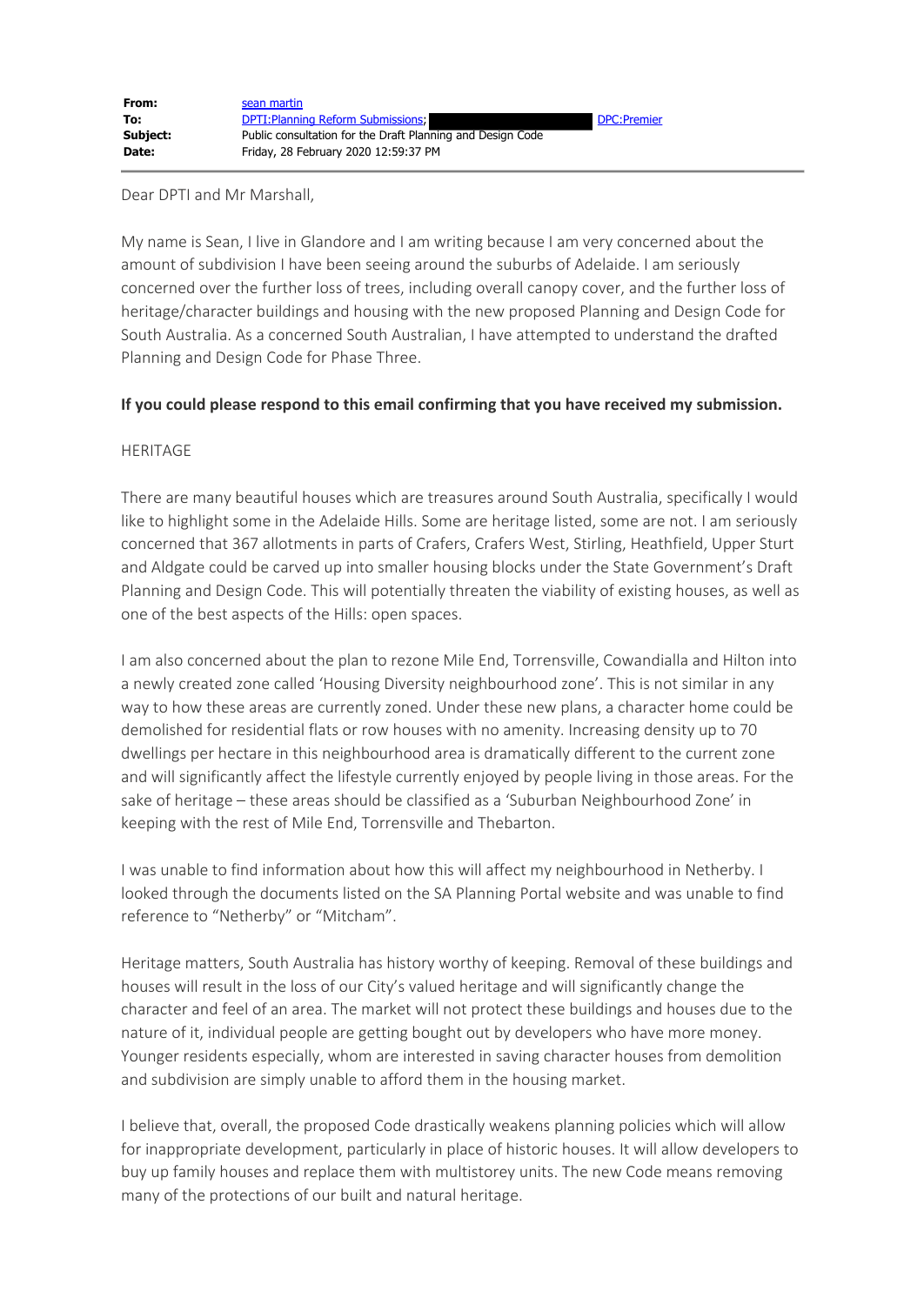| | |
|---|---|
| **From:** | sean martin |
| **To:** | DPTI:Planning Reform Submissions; DPC:Premier |
| **Subject:** | Public consultation for the Draft Planning and Design Code |
| **Date:** | Friday, 28 February 2020 12:59:37 PM |

Dear DPTI and Mr Marshall,

My name is Sean, I live in Glandore and I am writing because I am very concerned about the amount of subdivision I have been seeing around the suburbs of Adelaide. I am seriously concerned over the further loss of trees, including overall canopy cover, and the further loss of heritage/character buildings and housing with the new proposed Planning and Design Code for South Australia. As a concerned South Australian, I have attempted to understand the drafted Planning and Design Code for Phase Three.

**If you could please respond to this email confirming that you have received my submission.**

HERITAGE

There are many beautiful houses which are treasures around South Australia, specifically I would like to highlight some in the Adelaide Hills. Some are heritage listed, some are not. I am seriously concerned that 367 allotments in parts of Crafers, Crafers West, Stirling, Heathfield, Upper Sturt and Aldgate could be carved up into smaller housing blocks under the State Government's Draft Planning and Design Code. This will potentially threaten the viability of existing houses, as well as one of the best aspects of the Hills: open spaces.

I am also concerned about the plan to rezone Mile End, Torrensville, Cowandialla and Hilton into a newly created zone called 'Housing Diversity neighbourhood zone'. This is not similar in any way to how these areas are currently zoned. Under these new plans, a character home could be demolished for residential flats or row houses with no amenity. Increasing density up to 70 dwellings per hectare in this neighbourhood area is dramatically different to the current zone and will significantly affect the lifestyle currently enjoyed by people living in those areas. For the sake of heritage – these areas should be classified as a 'Suburban Neighbourhood Zone' in keeping with the rest of Mile End, Torrensville and Thebarton.

I was unable to find information about how this will affect my neighbourhood in Netherby. I looked through the documents listed on the SA Planning Portal website and was unable to find reference to "Netherby" or "Mitcham".

Heritage matters, South Australia has history worthy of keeping. Removal of these buildings and houses will result in the loss of our City's valued heritage and will significantly change the character and feel of an area. The market will not protect these buildings and houses due to the nature of it, individual people are getting bought out by developers who have more money. Younger residents especially, whom are interested in saving character houses from demolition and subdivision are simply unable to afford them in the housing market.

I believe that, overall, the proposed Code drastically weakens planning policies which will allow for inappropriate development, particularly in place of historic houses. It will allow developers to buy up family houses and replace them with multistorey units. The new Code means removing many of the protections of our built and natural heritage.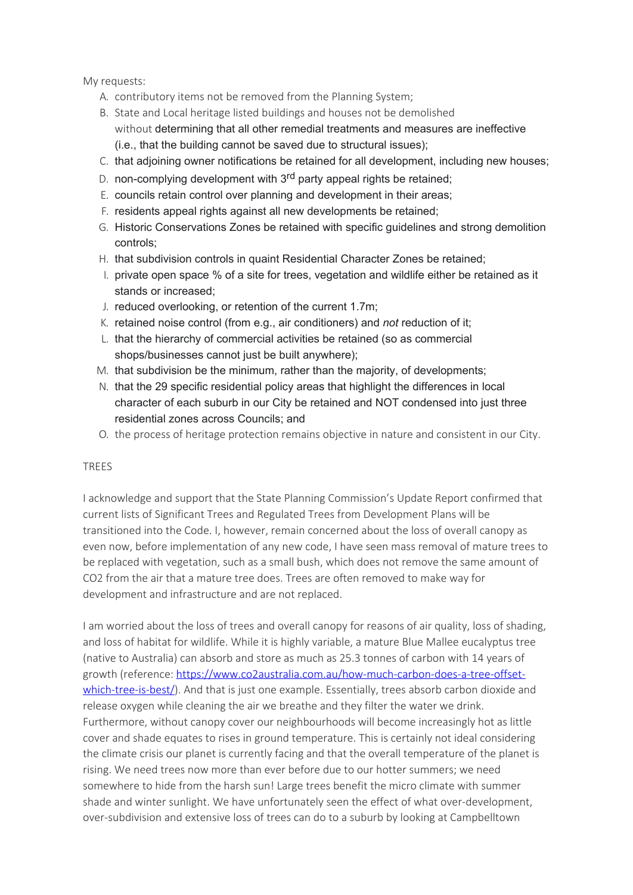My requests:

A. contributory items not be removed from the Planning System;
B. State and Local heritage listed buildings and houses not be demolished without determining that all other remedial treatments and measures are ineffective (i.e., that the building cannot be saved due to structural issues);
C. that adjoining owner notifications be retained for all development, including new houses;
D. non-complying development with 3rd party appeal rights be retained;
E. councils retain control over planning and development in their areas;
F. residents appeal rights against all new developments be retained;
G. Historic Conservations Zones be retained with specific guidelines and strong demolition controls;
H. that subdivision controls in quaint Residential Character Zones be retained;
I. private open space % of a site for trees, vegetation and wildlife either be retained as it stands or increased;
J. reduced overlooking, or retention of the current 1.7m;
K. retained noise control (from e.g., air conditioners) and *not* reduction of it;
L. that the hierarchy of commercial activities be retained (so as commercial shops/businesses cannot just be built anywhere);
M. that subdivision be the minimum, rather than the majority, of developments;
N. that the 29 specific residential policy areas that highlight the differences in local character of each suburb in our City be retained and NOT condensed into just three residential zones across Councils; and
O. the process of heritage protection remains objective in nature and consistent in our City.

TREES

I acknowledge and support that the State Planning Commission's Update Report confirmed that current lists of Significant Trees and Regulated Trees from Development Plans will be transitioned into the Code. I, however, remain concerned about the loss of overall canopy as even now, before implementation of any new code, I have seen mass removal of mature trees to be replaced with vegetation, such as a small bush, which does not remove the same amount of $CO_2$ from the air that a mature tree does. Trees are often removed to make way for development and infrastructure and are not replaced.

I am worried about the loss of trees and overall canopy for reasons of air quality, loss of shading, and loss of habitat for wildlife. While it is highly variable, a mature Blue Mallee eucalyptus tree (native to Australia) can absorb and store as much as 25.3 tonnes of carbon with 14 years of growth (reference: [https://www.co2australia.com.au/how-much-carbon-does-a-tree-offset-which-tree-is-best/](https://www.co2australia.com.au/how-much-carbon-does-a-tree-offset-which-tree-is-best/)). And that is just one example. Essentially, trees absorb carbon dioxide and release oxygen while cleaning the air we breathe and they filter the water we drink. Furthermore, without canopy cover our neighbourhoods will become increasingly hot as little cover and shade equates to rises in ground temperature. This is certainly not ideal considering the climate crisis our planet is currently facing and that the overall temperature of the planet is rising. We need trees now more than ever before due to our hotter summers; we need somewhere to hide from the harsh sun! Large trees benefit the micro climate with summer shade and winter sunlight. We have unfortunately seen the effect of what over-development, over-subdivision and extensive loss of trees can do to a suburb by looking at Campbelltown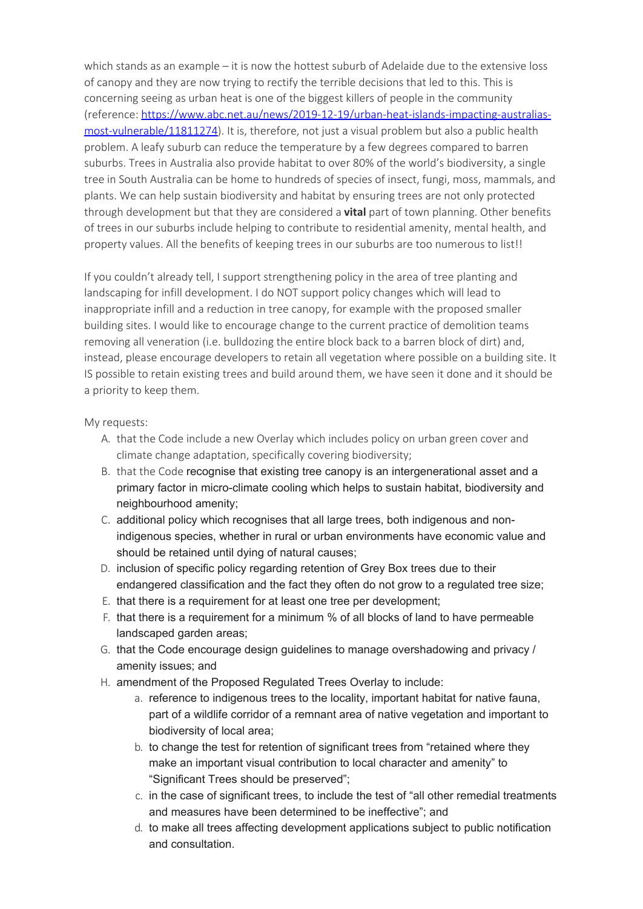which stands as an example – it is now the hottest suburb of Adelaide due to the extensive loss of canopy and they are now trying to rectify the terrible decisions that led to this. This is concerning seeing as urban heat is one of the biggest killers of people in the community (reference: https://www.abc.net.au/news/2019-12-19/urban-heat-islands-impacting-australias-most-vulnerable/11811274). It is, therefore, not just a visual problem but also a public health problem. A leafy suburb can reduce the temperature by a few degrees compared to barren suburbs. Trees in Australia also provide habitat to over 80% of the world's biodiversity, a single tree in South Australia can be home to hundreds of species of insect, fungi, moss, mammals, and plants. We can help sustain biodiversity and habitat by ensuring trees are not only protected through development but that they are considered a **vital** part of town planning. Other benefits of trees in our suburbs include helping to contribute to residential amenity, mental health, and property values. All the benefits of keeping trees in our suburbs are too numerous to list!!

If you couldn't already tell, I support strengthening policy in the area of tree planting and landscaping for infill development. I do NOT support policy changes which will lead to inappropriate infill and a reduction in tree canopy, for example with the proposed smaller building sites. I would like to encourage change to the current practice of demolition teams removing all veneration (i.e. bulldozing the entire block back to a barren block of dirt) and, instead, please encourage developers to retain all vegetation where possible on a building site. It IS possible to retain existing trees and build around them, we have seen it done and it should be a priority to keep them.

My requests:

A. that the Code include a new Overlay which includes policy on urban green cover and climate change adaptation, specifically covering biodiversity;
B. that the Code recognise that existing tree canopy is an intergenerational asset and a primary factor in micro-climate cooling which helps to sustain habitat, biodiversity and neighbourhood amenity;
C. additional policy which recognises that all large trees, both indigenous and non-indigenous species, whether in rural or urban environments have economic value and should be retained until dying of natural causes;
D. inclusion of specific policy regarding retention of Grey Box trees due to their endangered classification and the fact they often do not grow to a regulated tree size;
E. that there is a requirement for at least one tree per development;
F. that there is a requirement for a minimum % of all blocks of land to have permeable landscaped garden areas;
G. that the Code encourage design guidelines to manage overshadowing and privacy / amenity issues; and
H. amendment of the Proposed Regulated Trees Overlay to include:
    a. reference to indigenous trees to the locality, important habitat for native fauna, part of a wildlife corridor of a remnant area of native vegetation and important to biodiversity of local area;
    b. to change the test for retention of significant trees from "retained where they make an important visual contribution to local character and amenity" to "Significant Trees should be preserved";
    c. in the case of significant trees, to include the test of "all other remedial treatments and measures have been determined to be ineffective"; and
    d. to make all trees affecting development applications subject to public notification and consultation.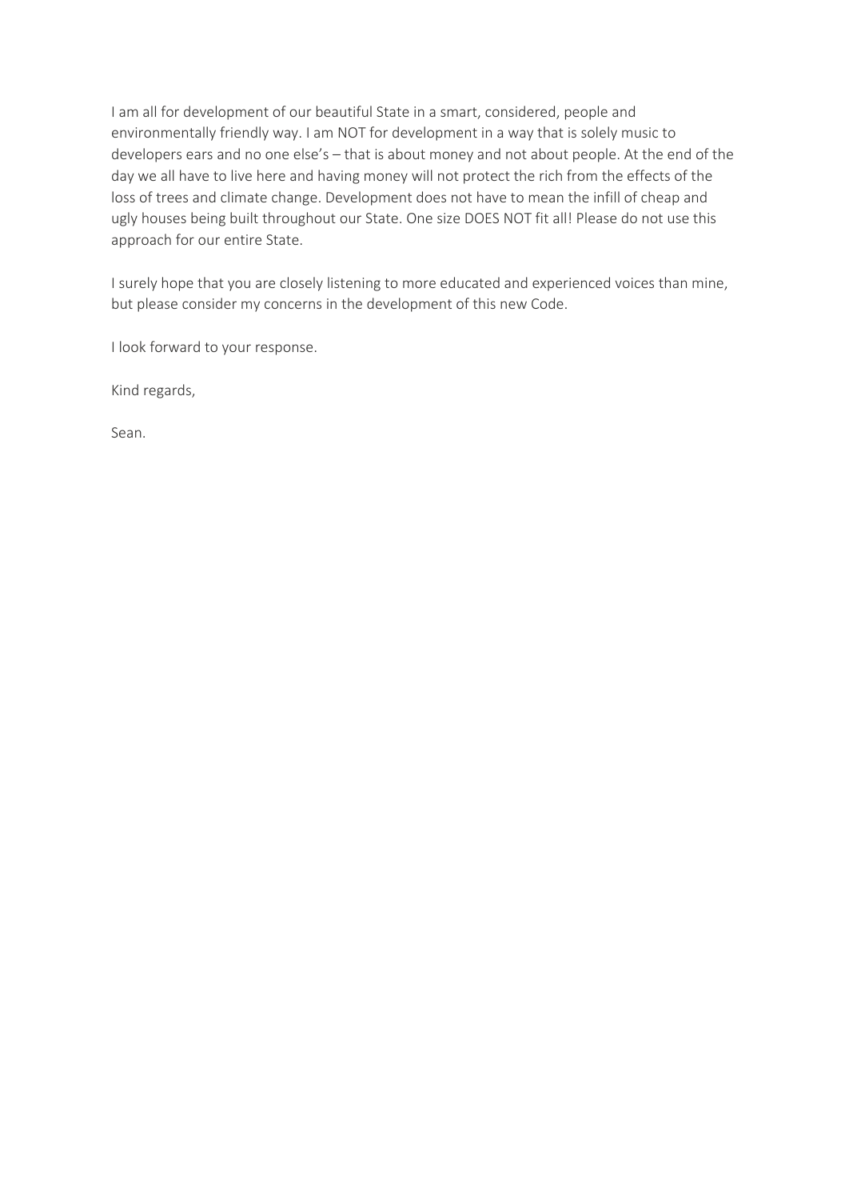I am all for development of our beautiful State in a smart, considered, people and environmentally friendly way. I am NOT for development in a way that is solely music to developers ears and no one else's – that is about money and not about people. At the end of the day we all have to live here and having money will not protect the rich from the effects of the loss of trees and climate change. Development does not have to mean the infill of cheap and ugly houses being built throughout our State. One size DOES NOT fit all! Please do not use this approach for our entire State.

I surely hope that you are closely listening to more educated and experienced voices than mine, but please consider my concerns in the development of this new Code.

I look forward to your response.

Kind regards,

Sean.